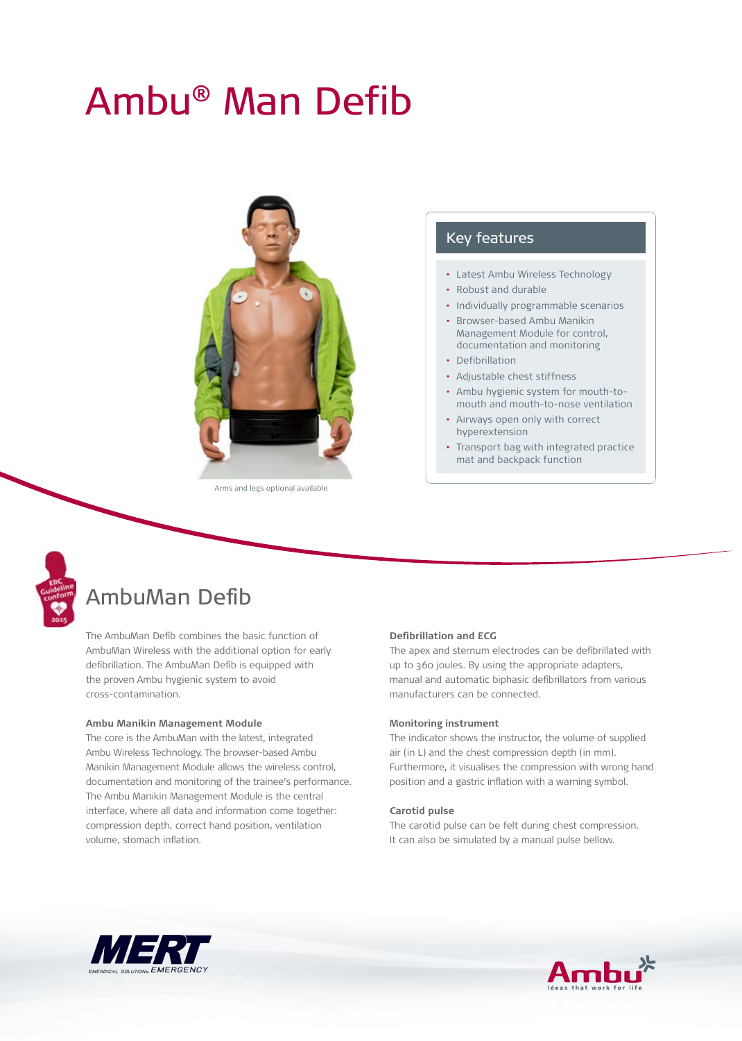# Ambu® Man Defib

Arms and legs optional available

## Key features

- Latest Ambu Wireless Technology
- Robust and durable
- Individually programmable scenarios
- Browser-based Ambu Manikin Management Module for control, documentation and monitoring
- Defibrillation
- Adjustable chest stiffness
- Ambu hygienic system for mouth-to-mouth and mouth-to-nose ventilation
- Airways open only with correct hyperextension
- Transport bag with integrated practice mat and backpack function

ERC Guideline conform 2015

## AmbuMan Defib

The AmbuMan Defib combines the basic function of AmbuMan Wireless with the additional option for early defibrillation. The AmbuMan Defib is equipped with the proven Ambu hygienic system to avoid cross-contamination.

**Ambu Manikin Management Module**

The core is the AmbuMan with the latest, integrated Ambu Wireless Technology. The browser-based Ambu Manikin Management Module allows the wireless control, documentation and monitoring of the trainee's performance. The Ambu Manikin Management Module is the central interface, where all data and information come together: compression depth, correct hand position, ventilation volume, stomach inflation.

**Defibrillation and ECG**

The apex and sternum electrodes can be defibrillated with up to 360 joules. By using the appropriate adapters, manual and automatic biphasic defibrillators from various manufacturers can be connected.

**Monitoring instrument**

The indicator shows the instructor, the volume of supplied air (in L) and the chest compression depth (in mm). Furthermore, it visualises the compression with wrong hand position and a gastric inflation with a warning symbol.

**Carotid pulse**

The carotid pulse can be felt during chest compression. It can also be simulated by a manual pulse bellow.

MERT EMERDICAL SOLUTIONS EMERGENCY

Ambu Ideas that work for life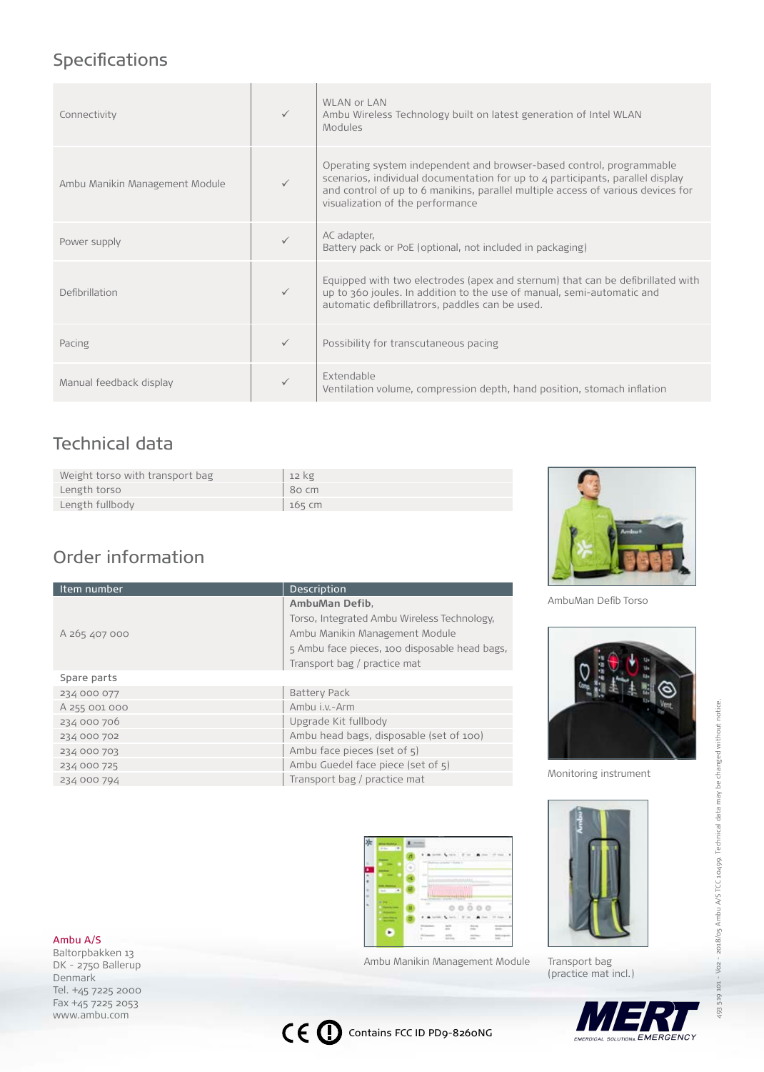## Specifications

| | | |
|---|---|---|
| Connectivity | ✓ | WLAN or LAN<br>Ambu Wireless Technology built on latest generation of Intel WLAN Modules |
| Ambu Manikin Management Module | ✓ | Operating system independent and browser-based control, programmable scenarios, individual documentation for up to 4 participants, parallel display and control of up to 6 manikins, parallel multiple access of various devices for visualization of the performance |
| Power supply | ✓ | AC adapter,<br>Battery pack or PoE (optional, not included in packaging) |
| Defibrillation | ✓ | Equipped with two electrodes (apex and sternum) that can be defibrillated with up to 360 joules. In addition to the use of manual, semi-automatic and automatic defibrillatrors, paddles can be used. |
| Pacing | ✓ | Possibility for transcutaneous pacing |
| Manual feedback display | ✓ | Extendable<br>Ventilation volume, compression depth, hand position, stomach inflation |

## Technical data

| | |
|---|---|
| Weight torso with transport bag | 12 kg |
| Length torso | 80 cm |
| Length fullbody | 165 cm |

## Order information

| Item number | Description |
|---|---|
| A 265 407 000 | **AmbuMan Defib**,<br>Torso, Integrated Ambu Wireless Technology,<br>Ambu Manikin Management Module<br>5 Ambu face pieces, 100 disposable head bags,<br>Transport bag / practice mat |
| Spare parts | |
| 234 000 077 | Battery Pack |
| A 255 001 000 | Ambu i.v.-Arm |
| 234 000 706 | Upgrade Kit fullbody |
| 234 000 702 | Ambu head bags, disposable (set of 100) |
| 234 000 703 | Ambu face pieces (set of 5) |
| 234 000 725 | Ambu Guedel face piece (set of 5) |
| 234 000 794 | Transport bag / practice mat |

AmbuMan Defib Torso

Monitoring instrument

Ambu Manikin Management Module

Transport bag
(practice mat incl.)

**Ambu A/S**
Baltorpbakken 13
DK - 2750 Ballerup
Denmark
Tel. +45 7225 2000
Fax +45 7225 2053
www.ambu.com

Contains FCC ID PD9-8260NG

MERT EMERGENCY

493 519 101 - V02 - 2018/05 Ambu A/S TCC 10499. Technical data may be changed without notice.